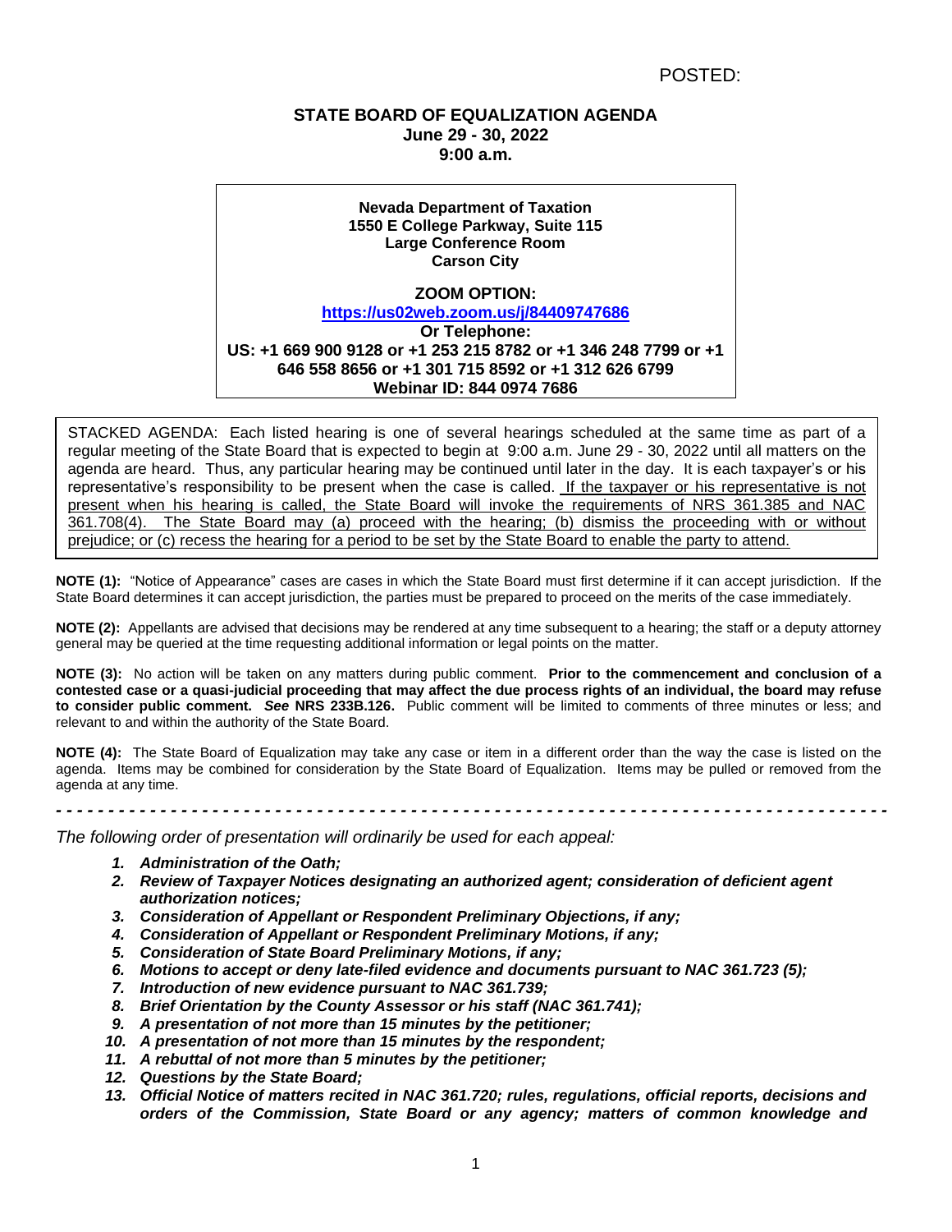POSTED:

# STATE BOARD OF EQUALIZATION AGENDA
**June 29 - 30, 2022**
**9:00 a.m.**

**Nevada Department of Taxation**
**1550 E College Parkway, Suite 115**
**Large Conference Room**
**Carson City**

**ZOOM OPTION:**
**[https://us02web.zoom.us/j/84409747686](https://us02web.zoom.us/j/84409747686)**
**Or Telephone:**
**US: +1 669 900 9128 or +1 253 215 8782 or +1 346 248 7799 or +1 646 558 8656 or +1 301 715 8592 or +1 312 626 6799**
**Webinar ID: 844 0974 7686**

STACKED AGENDA: Each listed hearing is one of several hearings scheduled at the same time as part of a regular meeting of the State Board that is expected to begin at 9:00 a.m. June 29 - 30, 2022 until all matters on the agenda are heard. Thus, any particular hearing may be continued until later in the day. It is each taxpayer's or his representative's responsibility to be present when the case is called. If the taxpayer or his representative is not present when his hearing is called, the State Board will invoke the requirements of NRS 361.385 and NAC 361.708(4). The State Board may (a) proceed with the hearing; (b) dismiss the proceeding with or without prejudice; or (c) recess the hearing for a period to be set by the State Board to enable the party to attend.

**NOTE (1):** "Notice of Appearance" cases are cases in which the State Board must first determine if it can accept jurisdiction. If the State Board determines it can accept jurisdiction, the parties must be prepared to proceed on the merits of the case immediately.

**NOTE (2):** Appellants are advised that decisions may be rendered at any time subsequent to a hearing; the staff or a deputy attorney general may be queried at the time requesting additional information or legal points on the matter.

**NOTE (3):** No action will be taken on any matters during public comment. **Prior to the commencement and conclusion of a contested case or a quasi-judicial proceeding that may affect the due process rights of an individual, the board may refuse to consider public comment.** ***See*** **NRS 233B.126.** Public comment will be limited to comments of three minutes or less; and relevant to and within the authority of the State Board.

**NOTE (4):** The State Board of Equalization may take any case or item in a different order than the way the case is listed on the agenda. Items may be combined for consideration by the State Board of Equalization. Items may be pulled or removed from the agenda at any time.

- - - - - - - - - - - - - - - - - - - - - - - - - - - - - - - - - - - - - - - - - - - - - - - - - - - - - - - - - - - - - - - -

*The following order of presentation will ordinarily be used for each appeal:*

1. ***Administration of the Oath;***
2. ***Review of Taxpayer Notices designating an authorized agent; consideration of deficient agent authorization notices;***
3. ***Consideration of Appellant or Respondent Preliminary Objections, if any;***
4. ***Consideration of Appellant or Respondent Preliminary Motions, if any;***
5. ***Consideration of State Board Preliminary Motions, if any;***
6. ***Motions to accept or deny late-filed evidence and documents pursuant to NAC 361.723 (5);***
7. ***Introduction of new evidence pursuant to NAC 361.739;***
8. ***Brief Orientation by the County Assessor or his staff (NAC 361.741);***
9. ***A presentation of not more than 15 minutes by the petitioner;***
10. ***A presentation of not more than 15 minutes by the respondent;***
11. ***A rebuttal of not more than 5 minutes by the petitioner;***
12. ***Questions by the State Board;***
13. ***Official Notice of matters recited in NAC 361.720; rules, regulations, official reports, decisions and orders of the Commission, State Board or any agency; matters of common knowledge and***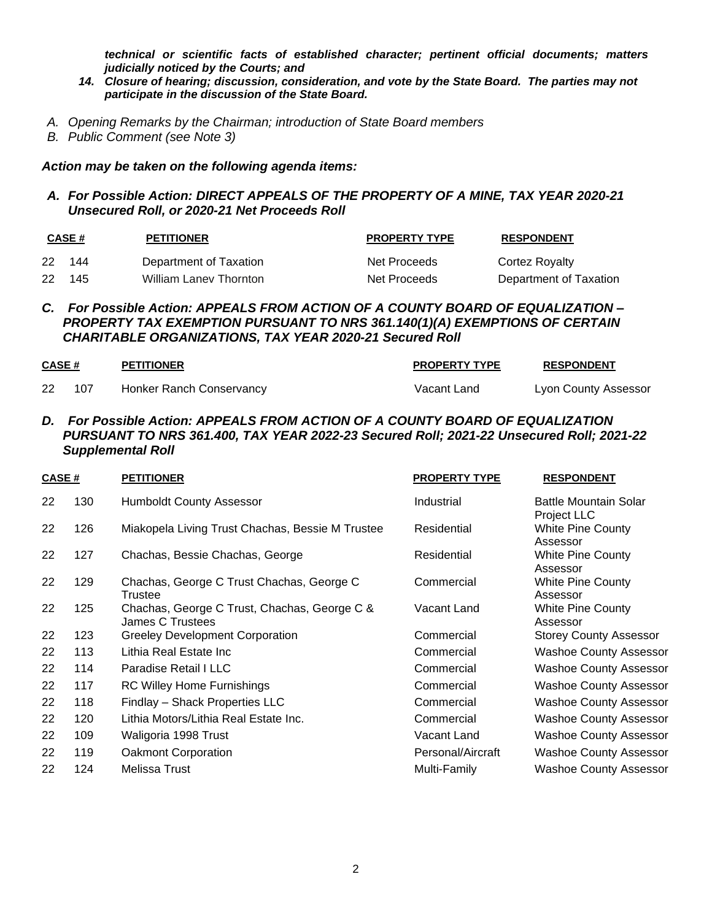*technical or scientific facts of established character; pertinent official documents; matters judicially noticed by the Courts; and*

***14. Closure of hearing; discussion, consideration, and vote by the State Board. The parties may not participate in the discussion of the State Board.***

*A. Opening Remarks by the Chairman; introduction of State Board members*

*B. Public Comment (see Note 3)*

***Action may be taken on the following agenda items:***

***A. For Possible Action: DIRECT APPEALS OF THE PROPERTY OF A MINE, TAX YEAR 2020-21 Unsecured Roll, or 2020-21 Net Proceeds Roll***

| CASE # | | PETITIONER | PROPERTY TYPE | RESPONDENT |
|---|---|---|---|---|
| 22 | 144 | Department of Taxation | Net Proceeds | Cortez Royalty |
| 22 | 145 | William Laney Thornton | Net Proceeds | Department of Taxation |

***C. For Possible Action: APPEALS FROM ACTION OF A COUNTY BOARD OF EQUALIZATION – PROPERTY TAX EXEMPTION PURSUANT TO NRS 361.140(1)(A) EXEMPTIONS OF CERTAIN CHARITABLE ORGANIZATIONS, TAX YEAR 2020-21 Secured Roll***

| CASE # | | PETITIONER | PROPERTY TYPE | RESPONDENT |
|---|---|---|---|---|
| 22 | 107 | Honker Ranch Conservancy | Vacant Land | Lyon County Assessor |

***D. For Possible Action: APPEALS FROM ACTION OF A COUNTY BOARD OF EQUALIZATION PURSUANT TO NRS 361.400, TAX YEAR 2022-23 Secured Roll; 2021-22 Unsecured Roll; 2021-22 Supplemental Roll***

| CASE # | | PETITIONER | PROPERTY TYPE | RESPONDENT |
|---|---|---|---|---|
| 22 | 130 | Humboldt County Assessor | Industrial | Battle Mountain Solar Project LLC |
| 22 | 126 | Miakopela Living Trust Chachas, Bessie M Trustee | Residential | White Pine County Assessor |
| 22 | 127 | Chachas, Bessie Chachas, George | Residential | White Pine County Assessor |
| 22 | 129 | Chachas, George C Trust Chachas, George C Trustee | Commercial | White Pine County Assessor |
| 22 | 125 | Chachas, George C Trust, Chachas, George C & James C Trustees | Vacant Land | White Pine County Assessor |
| 22 | 123 | Greeley Development Corporation | Commercial | Storey County Assessor |
| 22 | 113 | Lithia Real Estate Inc | Commercial | Washoe County Assessor |
| 22 | 114 | Paradise Retail I LLC | Commercial | Washoe County Assessor |
| 22 | 117 | RC Willey Home Furnishings | Commercial | Washoe County Assessor |
| 22 | 118 | Findlay – Shack Properties LLC | Commercial | Washoe County Assessor |
| 22 | 120 | Lithia Motors/Lithia Real Estate Inc. | Commercial | Washoe County Assessor |
| 22 | 109 | Waligoria 1998 Trust | Vacant Land | Washoe County Assessor |
| 22 | 119 | Oakmont Corporation | Personal/Aircraft | Washoe County Assessor |
| 22 | 124 | Melissa Trust | Multi-Family | Washoe County Assessor |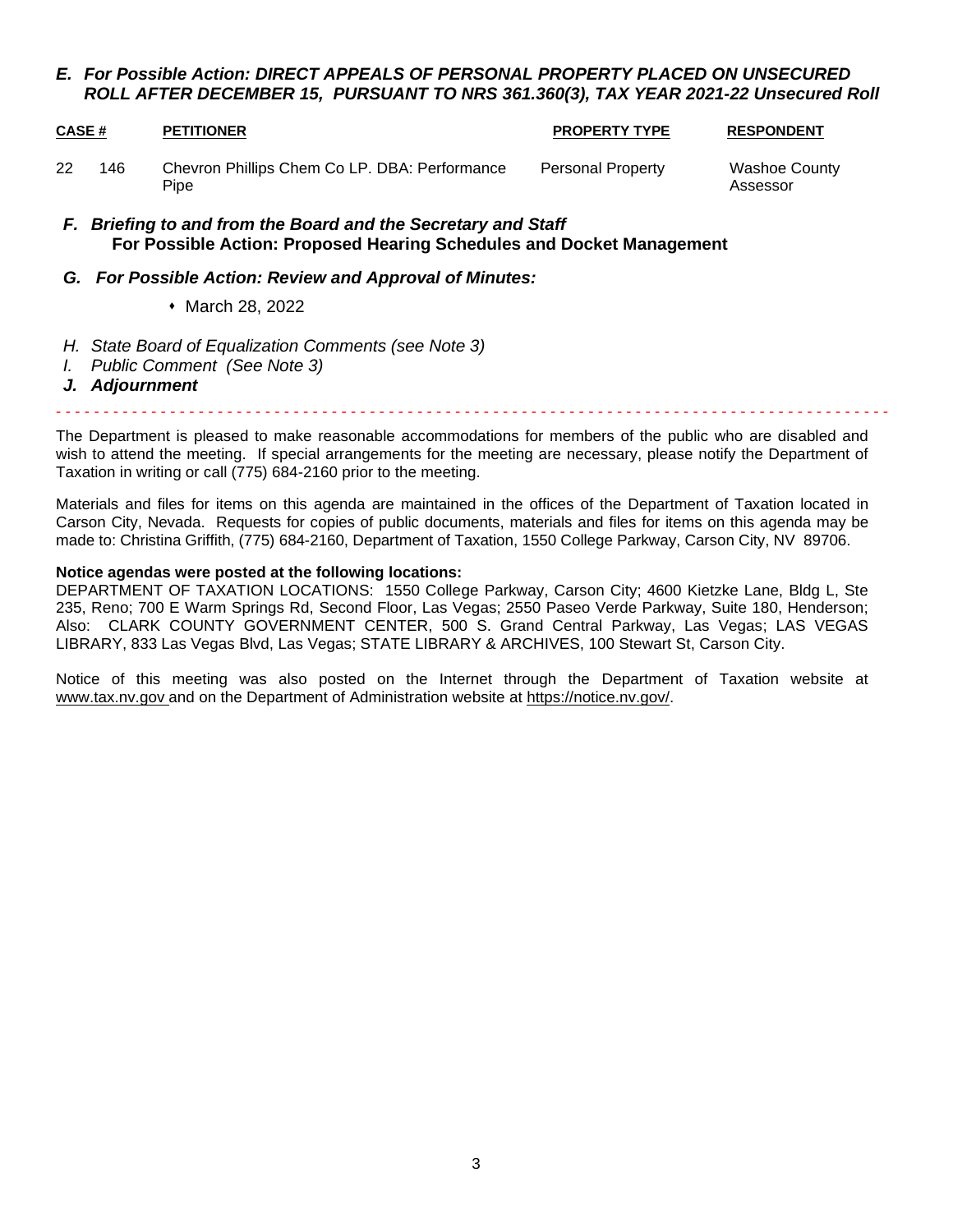***E. For Possible Action: DIRECT APPEALS OF PERSONAL PROPERTY PLACED ON UNSECURED ROLL AFTER DECEMBER 15, PURSUANT TO NRS 361.360(3), TAX YEAR 2021-22 Unsecured Roll***

| CASE # | | PETITIONER | PROPERTY TYPE | RESPONDENT |
|---|---|---|---|---|
| 22 | 146 | Chevron Phillips Chem Co LP. DBA: Performance Pipe | Personal Property | Washoe County Assessor |

***F. Briefing to and from the Board and the Secretary and Staff***
**For Possible Action: Proposed Hearing Schedules and Docket Management**

***G. For Possible Action: Review and Approval of Minutes:***

- March 28, 2022

*H. State Board of Equalization Comments (see Note 3)*
*I. Public Comment (See Note 3)*
***J. Adjournment***

---

The Department is pleased to make reasonable accommodations for members of the public who are disabled and wish to attend the meeting. If special arrangements for the meeting are necessary, please notify the Department of Taxation in writing or call (775) 684-2160 prior to the meeting.

Materials and files for items on this agenda are maintained in the offices of the Department of Taxation located in Carson City, Nevada. Requests for copies of public documents, materials and files for items on this agenda may be made to: Christina Griffith, (775) 684-2160, Department of Taxation, 1550 College Parkway, Carson City, NV 89706.

**Notice agendas were posted at the following locations:**
DEPARTMENT OF TAXATION LOCATIONS: 1550 College Parkway, Carson City; 4600 Kietzke Lane, Bldg L, Ste 235, Reno; 700 E Warm Springs Rd, Second Floor, Las Vegas; 2550 Paseo Verde Parkway, Suite 180, Henderson; Also: CLARK COUNTY GOVERNMENT CENTER, 500 S. Grand Central Parkway, Las Vegas; LAS VEGAS LIBRARY, 833 Las Vegas Blvd, Las Vegas; STATE LIBRARY & ARCHIVES, 100 Stewart St, Carson City.

Notice of this meeting was also posted on the Internet through the Department of Taxation website at www.tax.nv.gov and on the Department of Administration website at https://notice.nv.gov/.